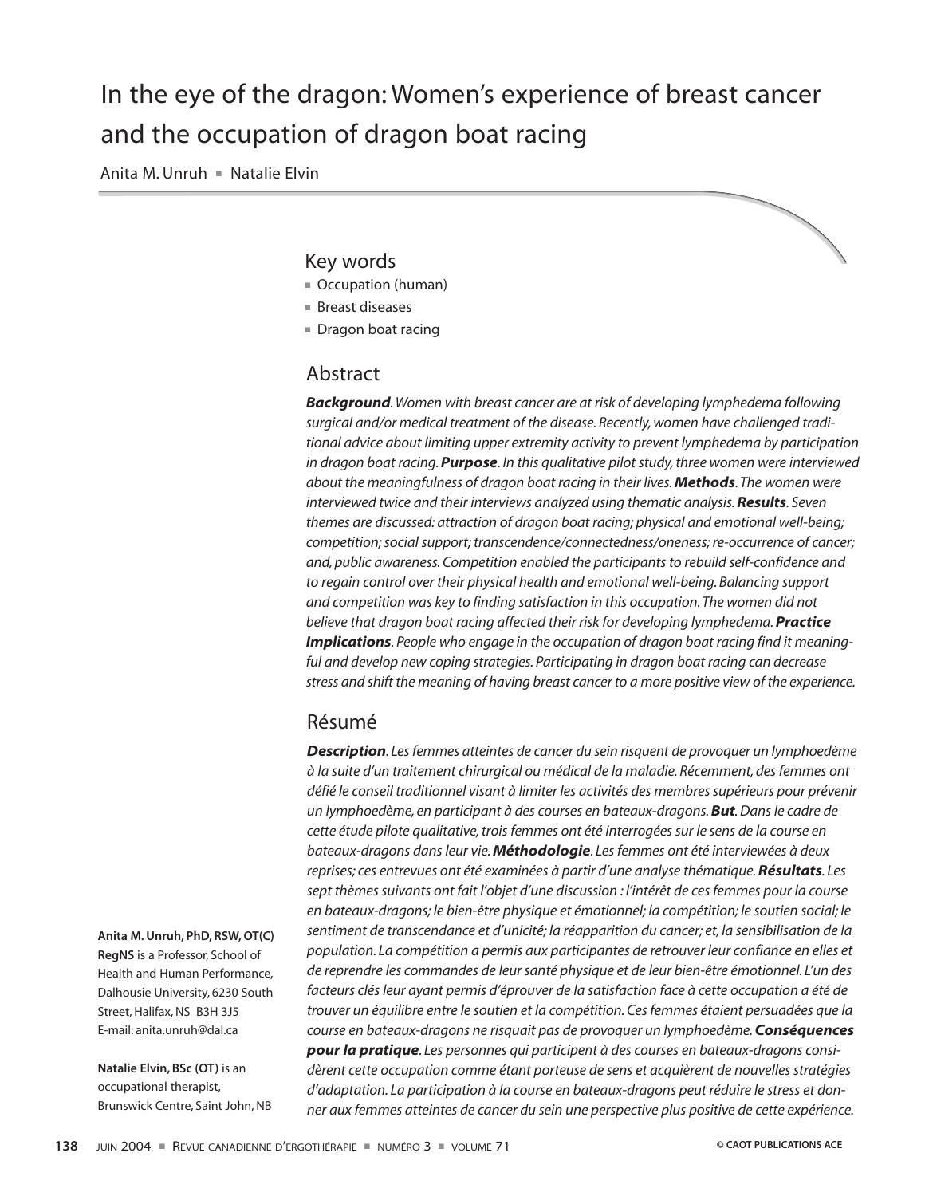# In the eye of the dragon: Women's experience of breast cancer and the occupation of dragon boat racing

Anita M. Unruh ▪ Natalie Elvin

## Key words

- Occupation (human)
- Breast diseases
- Dragon boat racing

## Abstract

***Background***. *Women with breast cancer are at risk of developing lymphedema following surgical and/or medical treatment of the disease. Recently, women have challenged traditional advice about limiting upper extremity activity to prevent lymphedema by participation in dragon boat racing.* ***Purpose***. *In this qualitative pilot study, three women were interviewed about the meaningfulness of dragon boat racing in their lives.* ***Methods***. *The women were interviewed twice and their interviews analyzed using thematic analysis.* ***Results***. *Seven themes are discussed: attraction of dragon boat racing; physical and emotional well-being; competition; social support; transcendence/connectedness/oneness; re-occurrence of cancer; and, public awareness. Competition enabled the participants to rebuild self-confidence and to regain control over their physical health and emotional well-being. Balancing support and competition was key to finding satisfaction in this occupation. The women did not believe that dragon boat racing affected their risk for developing lymphedema.* ***Practice Implications***. *People who engage in the occupation of dragon boat racing find it meaningful and develop new coping strategies. Participating in dragon boat racing can decrease stress and shift the meaning of having breast cancer to a more positive view of the experience.*

## Résumé

***Description***. *Les femmes atteintes de cancer du sein risquent de provoquer un lymphoedème à la suite d'un traitement chirurgical ou médical de la maladie. Récemment, des femmes ont défié le conseil traditionnel visant à limiter les activités des membres supérieurs pour prévenir un lymphoedème, en participant à des courses en bateaux-dragons.* ***But***. *Dans le cadre de cette étude pilote qualitative, trois femmes ont été interrogées sur le sens de la course en bateaux-dragons dans leur vie.* ***Méthodologie***. *Les femmes ont été interviewées à deux reprises; ces entrevues ont été examinées à partir d'une analyse thématique.* ***Résultats***. *Les sept thèmes suivants ont fait l'objet d'une discussion : l'intérêt de ces femmes pour la course en bateaux-dragons; le bien-être physique et émotionnel; la compétition; le soutien social; le sentiment de transcendance et d'unicité; la réapparition du cancer; et, la sensibilisation de la population. La compétition a permis aux participantes de retrouver leur confiance en elles et de reprendre les commandes de leur santé physique et de leur bien-être émotionnel. L'un des facteurs clés leur ayant permis d'éprouver de la satisfaction face à cette occupation a été de trouver un équilibre entre le soutien et la compétition. Ces femmes étaient persuadées que la course en bateaux-dragons ne risquait pas de provoquer un lymphoedème.* ***Conséquences pour la pratique***. *Les personnes qui participent à des courses en bateaux-dragons considèrent cette occupation comme étant porteuse de sens et acquièrent de nouvelles stratégies d'adaptation. La participation à la course en bateaux-dragons peut réduire le stress et donner aux femmes atteintes de cancer du sein une perspective plus positive de cette expérience.*

**Anita M. Unruh, PhD, RSW, OT(C) RegNS** is a Professor, School of Health and Human Performance, Dalhousie University, 6230 South Street, Halifax, NS B3H 3J5 E-mail: anita.unruh@dal.ca

**Natalie Elvin, BSc (OT)** is an occupational therapist, Brunswick Centre, Saint John, NB

© CAOT PUBLICATIONS ACE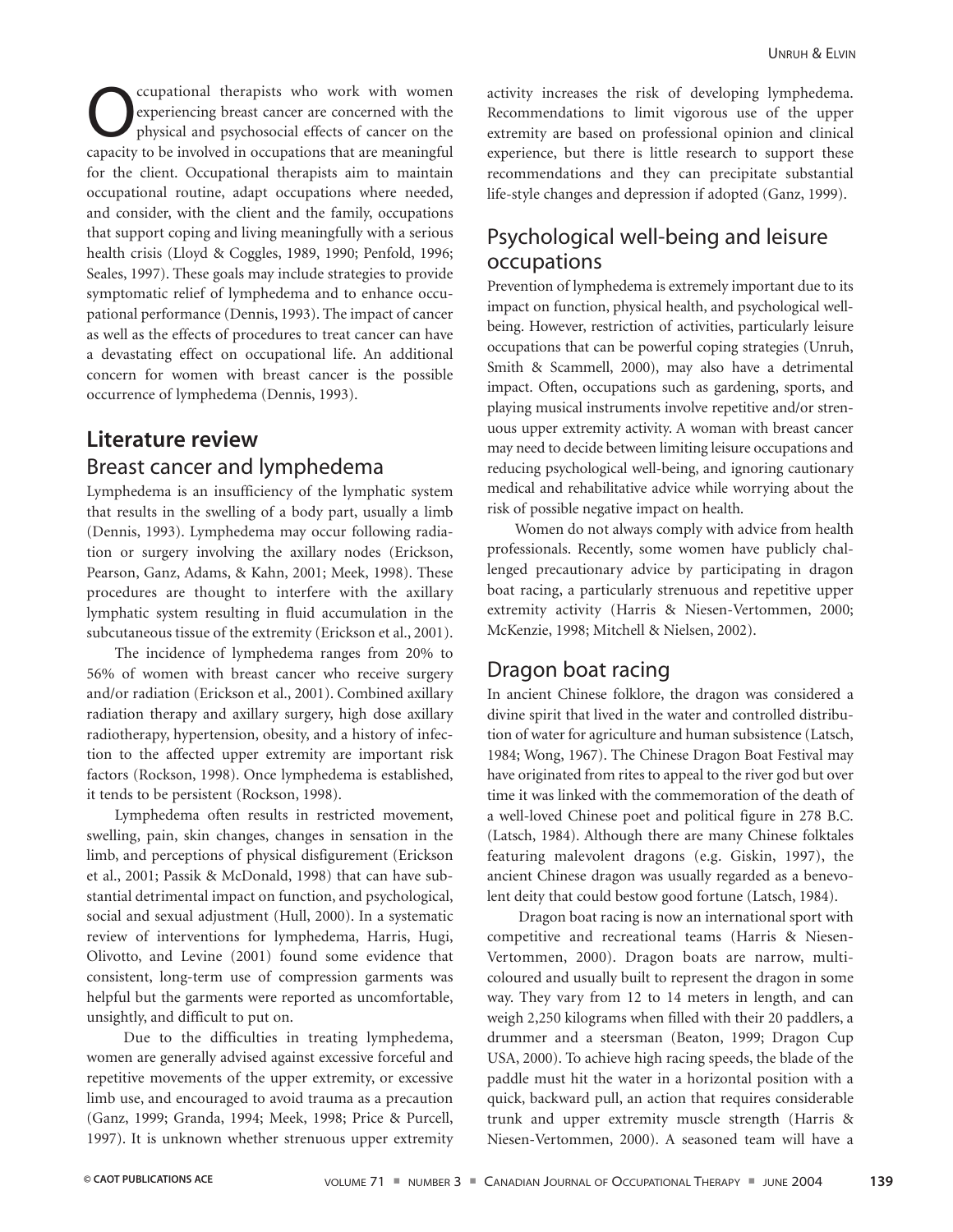Occupational therapists who work with women experiencing breast cancer are concerned with the physical and psychosocial effects of cancer on the capacity to be involved in occupations that are meaningful for the client. Occupational therapists aim to maintain occupational routine, adapt occupations where needed, and consider, with the client and the family, occupations that support coping and living meaningfully with a serious health crisis (Lloyd & Coggles, 1989, 1990; Penfold, 1996; Seales, 1997). These goals may include strategies to provide symptomatic relief of lymphedema and to enhance occupational performance (Dennis, 1993). The impact of cancer as well as the effects of procedures to treat cancer can have a devastating effect on occupational life. An additional concern for women with breast cancer is the possible occurrence of lymphedema (Dennis, 1993).

## Literature review

### Breast cancer and lymphedema

Lymphedema is an insufficiency of the lymphatic system that results in the swelling of a body part, usually a limb (Dennis, 1993). Lymphedema may occur following radiation or surgery involving the axillary nodes (Erickson, Pearson, Ganz, Adams, & Kahn, 2001; Meek, 1998). These procedures are thought to interfere with the axillary lymphatic system resulting in fluid accumulation in the subcutaneous tissue of the extremity (Erickson et al., 2001).

The incidence of lymphedema ranges from 20% to 56% of women with breast cancer who receive surgery and/or radiation (Erickson et al., 2001). Combined axillary radiation therapy and axillary surgery, high dose axillary radiotherapy, hypertension, obesity, and a history of infection to the affected upper extremity are important risk factors (Rockson, 1998). Once lymphedema is established, it tends to be persistent (Rockson, 1998).

Lymphedema often results in restricted movement, swelling, pain, skin changes, changes in sensation in the limb, and perceptions of physical disfigurement (Erickson et al., 2001; Passik & McDonald, 1998) that can have substantial detrimental impact on function, and psychological, social and sexual adjustment (Hull, 2000). In a systematic review of interventions for lymphedema, Harris, Hugi, Olivotto, and Levine (2001) found some evidence that consistent, long-term use of compression garments was helpful but the garments were reported as uncomfortable, unsightly, and difficult to put on.

Due to the difficulties in treating lymphedema, women are generally advised against excessive forceful and repetitive movements of the upper extremity, or excessive limb use, and encouraged to avoid trauma as a precaution (Ganz, 1999; Granda, 1994; Meek, 1998; Price & Purcell, 1997). It is unknown whether strenuous upper extremity activity increases the risk of developing lymphedema. Recommendations to limit vigorous use of the upper extremity are based on professional opinion and clinical experience, but there is little research to support these recommendations and they can precipitate substantial life-style changes and depression if adopted (Ganz, 1999).

### Psychological well-being and leisure occupations

Prevention of lymphedema is extremely important due to its impact on function, physical health, and psychological well-being. However, restriction of activities, particularly leisure occupations that can be powerful coping strategies (Unruh, Smith & Scammell, 2000), may also have a detrimental impact. Often, occupations such as gardening, sports, and playing musical instruments involve repetitive and/or strenuous upper extremity activity. A woman with breast cancer may need to decide between limiting leisure occupations and reducing psychological well-being, and ignoring cautionary medical and rehabilitative advice while worrying about the risk of possible negative impact on health.

Women do not always comply with advice from health professionals. Recently, some women have publicly challenged precautionary advice by participating in dragon boat racing, a particularly strenuous and repetitive upper extremity activity (Harris & Niesen-Vertommen, 2000; McKenzie, 1998; Mitchell & Nielsen, 2002).

### Dragon boat racing

In ancient Chinese folklore, the dragon was considered a divine spirit that lived in the water and controlled distribution of water for agriculture and human subsistence (Latsch, 1984; Wong, 1967). The Chinese Dragon Boat Festival may have originated from rites to appeal to the river god but over time it was linked with the commemoration of the death of a well-loved Chinese poet and political figure in 278 B.C. (Latsch, 1984). Although there are many Chinese folktales featuring malevolent dragons (e.g. Giskin, 1997), the ancient Chinese dragon was usually regarded as a benevolent deity that could bestow good fortune (Latsch, 1984).

Dragon boat racing is now an international sport with competitive and recreational teams (Harris & Niesen-Vertommen, 2000). Dragon boats are narrow, multi-coloured and usually built to represent the dragon in some way. They vary from 12 to 14 meters in length, and can weigh 2,250 kilograms when filled with their 20 paddlers, a drummer and a steersman (Beaton, 1999; Dragon Cup USA, 2000). To achieve high racing speeds, the blade of the paddle must hit the water in a horizontal position with a quick, backward pull, an action that requires considerable trunk and upper extremity muscle strength (Harris & Niesen-Vertommen, 2000). A seasoned team will have a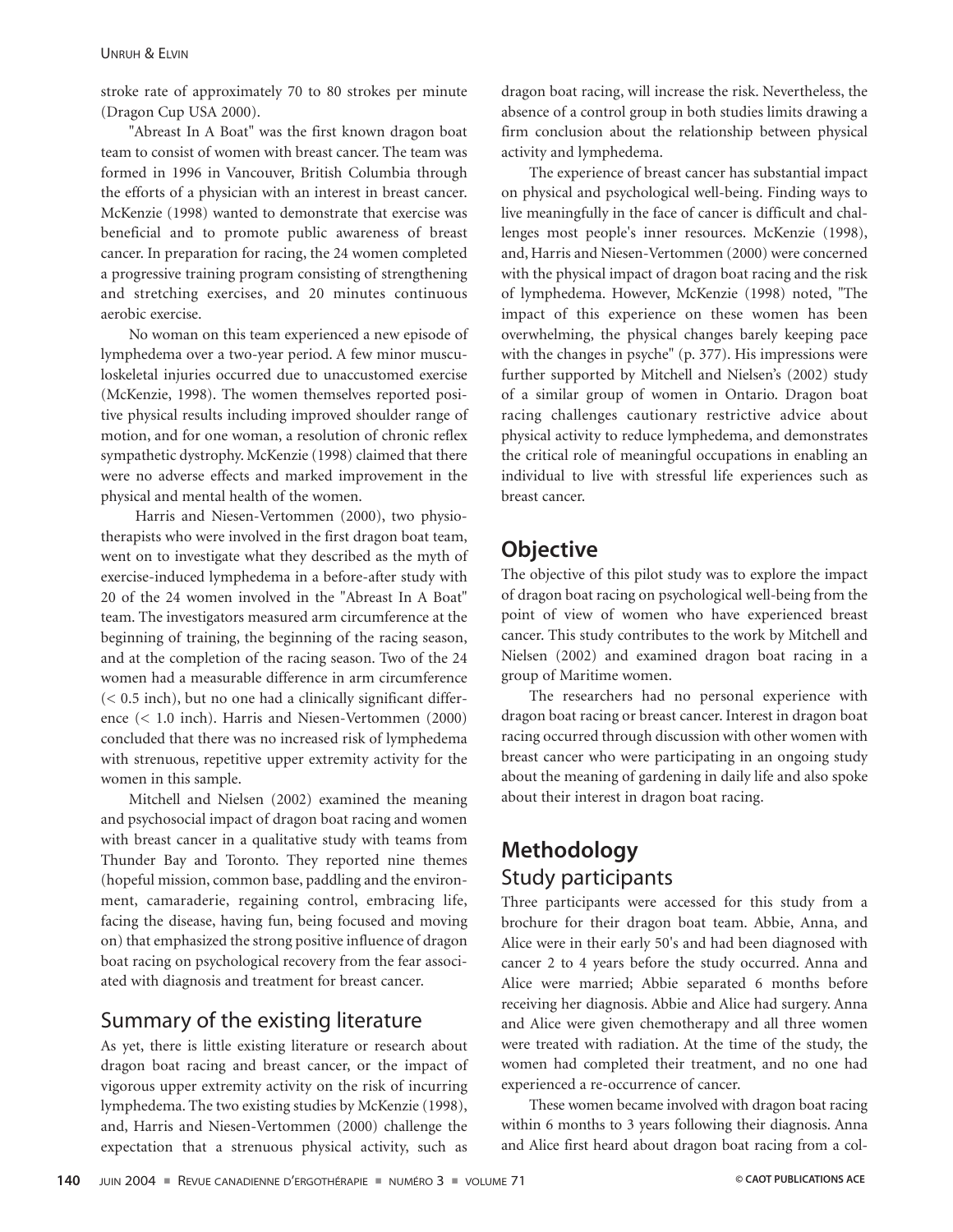stroke rate of approximately 70 to 80 strokes per minute (Dragon Cup USA 2000).

"Abreast In A Boat" was the first known dragon boat team to consist of women with breast cancer. The team was formed in 1996 in Vancouver, British Columbia through the efforts of a physician with an interest in breast cancer. McKenzie (1998) wanted to demonstrate that exercise was beneficial and to promote public awareness of breast cancer. In preparation for racing, the 24 women completed a progressive training program consisting of strengthening and stretching exercises, and 20 minutes continuous aerobic exercise.

No woman on this team experienced a new episode of lymphedema over a two-year period. A few minor musculoskeletal injuries occurred due to unaccustomed exercise (McKenzie, 1998). The women themselves reported positive physical results including improved shoulder range of motion, and for one woman, a resolution of chronic reflex sympathetic dystrophy. McKenzie (1998) claimed that there were no adverse effects and marked improvement in the physical and mental health of the women.

Harris and Niesen-Vertommen (2000), two physiotherapists who were involved in the first dragon boat team, went on to investigate what they described as the myth of exercise-induced lymphedema in a before-after study with 20 of the 24 women involved in the "Abreast In A Boat" team. The investigators measured arm circumference at the beginning of training, the beginning of the racing season, and at the completion of the racing season. Two of the 24 women had a measurable difference in arm circumference (< 0.5 inch), but no one had a clinically significant difference (< 1.0 inch). Harris and Niesen-Vertommen (2000) concluded that there was no increased risk of lymphedema with strenuous, repetitive upper extremity activity for the women in this sample.

Mitchell and Nielsen (2002) examined the meaning and psychosocial impact of dragon boat racing and women with breast cancer in a qualitative study with teams from Thunder Bay and Toronto. They reported nine themes (hopeful mission, common base, paddling and the environment, camaraderie, regaining control, embracing life, facing the disease, having fun, being focused and moving on) that emphasized the strong positive influence of dragon boat racing on psychological recovery from the fear associated with diagnosis and treatment for breast cancer.

## Summary of the existing literature

As yet, there is little existing literature or research about dragon boat racing and breast cancer, or the impact of vigorous upper extremity activity on the risk of incurring lymphedema. The two existing studies by McKenzie (1998), and, Harris and Niesen-Vertommen (2000) challenge the expectation that a strenuous physical activity, such as dragon boat racing, will increase the risk. Nevertheless, the absence of a control group in both studies limits drawing a firm conclusion about the relationship between physical activity and lymphedema.

The experience of breast cancer has substantial impact on physical and psychological well-being. Finding ways to live meaningfully in the face of cancer is difficult and challenges most people's inner resources. McKenzie (1998), and, Harris and Niesen-Vertommen (2000) were concerned with the physical impact of dragon boat racing and the risk of lymphedema. However, McKenzie (1998) noted, "The impact of this experience on these women has been overwhelming, the physical changes barely keeping pace with the changes in psyche" (p. 377). His impressions were further supported by Mitchell and Nielsen's (2002) study of a similar group of women in Ontario. Dragon boat racing challenges cautionary restrictive advice about physical activity to reduce lymphedema, and demonstrates the critical role of meaningful occupations in enabling an individual to live with stressful life experiences such as breast cancer.

# Objective

The objective of this pilot study was to explore the impact of dragon boat racing on psychological well-being from the point of view of women who have experienced breast cancer. This study contributes to the work by Mitchell and Nielsen (2002) and examined dragon boat racing in a group of Maritime women.

The researchers had no personal experience with dragon boat racing or breast cancer. Interest in dragon boat racing occurred through discussion with other women with breast cancer who were participating in an ongoing study about the meaning of gardening in daily life and also spoke about their interest in dragon boat racing.

# Methodology

## Study participants

Three participants were accessed for this study from a brochure for their dragon boat team. Abbie, Anna, and Alice were in their early 50's and had been diagnosed with cancer 2 to 4 years before the study occurred. Anna and Alice were married; Abbie separated 6 months before receiving her diagnosis. Abbie and Alice had surgery. Anna and Alice were given chemotherapy and all three women were treated with radiation. At the time of the study, the women had completed their treatment, and no one had experienced a re-occurrence of cancer.

These women became involved with dragon boat racing within 6 months to 3 years following their diagnosis. Anna and Alice first heard about dragon boat racing from a col-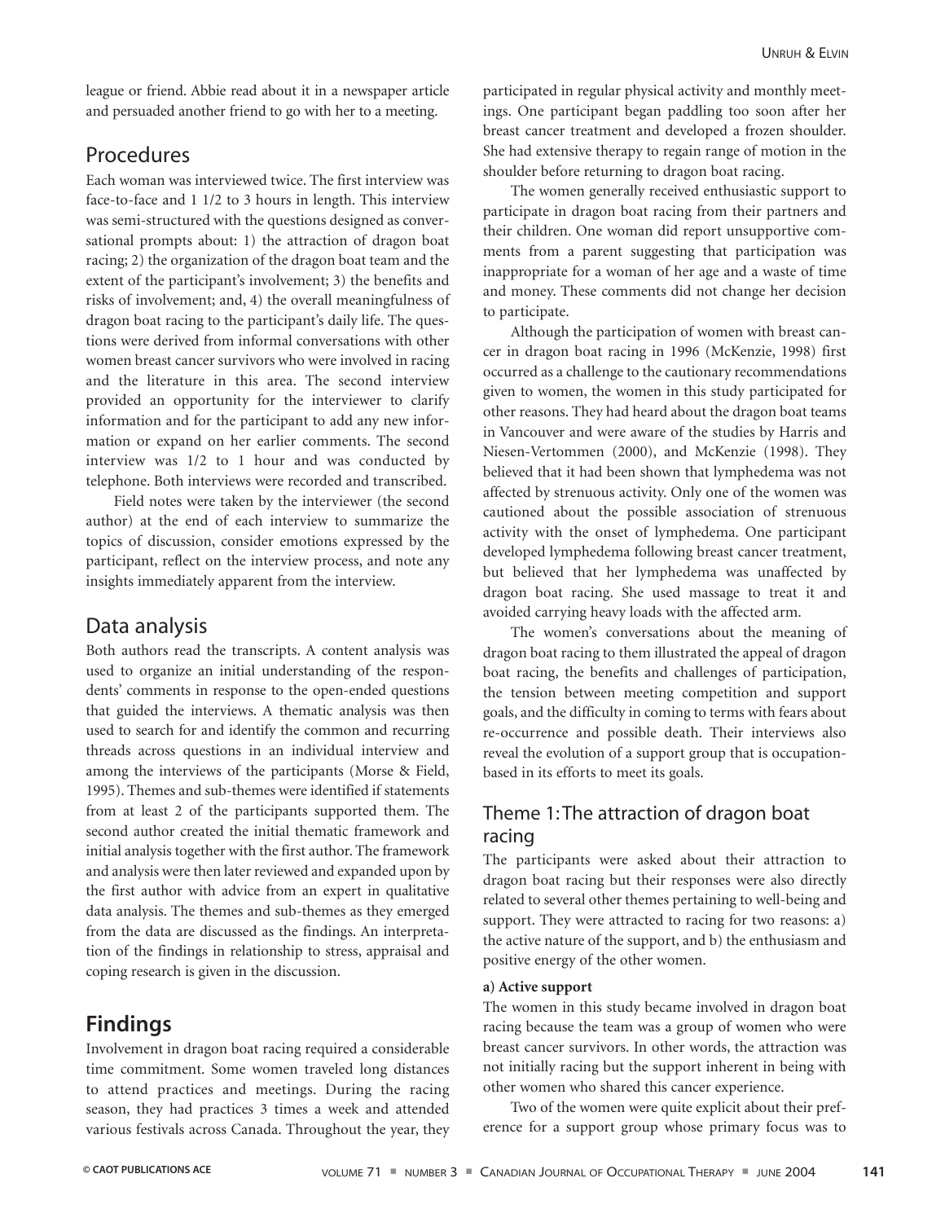league or friend. Abbie read about it in a newspaper article and persuaded another friend to go with her to a meeting.

## Procedures

Each woman was interviewed twice. The first interview was face-to-face and 1 1/2 to 3 hours in length. This interview was semi-structured with the questions designed as conversational prompts about: 1) the attraction of dragon boat racing; 2) the organization of the dragon boat team and the extent of the participant's involvement; 3) the benefits and risks of involvement; and, 4) the overall meaningfulness of dragon boat racing to the participant's daily life. The questions were derived from informal conversations with other women breast cancer survivors who were involved in racing and the literature in this area. The second interview provided an opportunity for the interviewer to clarify information and for the participant to add any new information or expand on her earlier comments. The second interview was 1/2 to 1 hour and was conducted by telephone. Both interviews were recorded and transcribed.

Field notes were taken by the interviewer (the second author) at the end of each interview to summarize the topics of discussion, consider emotions expressed by the participant, reflect on the interview process, and note any insights immediately apparent from the interview.

## Data analysis

Both authors read the transcripts. A content analysis was used to organize an initial understanding of the respondents' comments in response to the open-ended questions that guided the interviews. A thematic analysis was then used to search for and identify the common and recurring threads across questions in an individual interview and among the interviews of the participants (Morse & Field, 1995). Themes and sub-themes were identified if statements from at least 2 of the participants supported them. The second author created the initial thematic framework and initial analysis together with the first author. The framework and analysis were then later reviewed and expanded upon by the first author with advice from an expert in qualitative data analysis. The themes and sub-themes as they emerged from the data are discussed as the findings. An interpretation of the findings in relationship to stress, appraisal and coping research is given in the discussion.

# Findings

Involvement in dragon boat racing required a considerable time commitment. Some women traveled long distances to attend practices and meetings. During the racing season, they had practices 3 times a week and attended various festivals across Canada. Throughout the year, they participated in regular physical activity and monthly meetings. One participant began paddling too soon after her breast cancer treatment and developed a frozen shoulder. She had extensive therapy to regain range of motion in the shoulder before returning to dragon boat racing.

The women generally received enthusiastic support to participate in dragon boat racing from their partners and their children. One woman did report unsupportive comments from a parent suggesting that participation was inappropriate for a woman of her age and a waste of time and money. These comments did not change her decision to participate.

Although the participation of women with breast cancer in dragon boat racing in 1996 (McKenzie, 1998) first occurred as a challenge to the cautionary recommendations given to women, the women in this study participated for other reasons. They had heard about the dragon boat teams in Vancouver and were aware of the studies by Harris and Niesen-Vertommen (2000), and McKenzie (1998). They believed that it had been shown that lymphedema was not affected by strenuous activity. Only one of the women was cautioned about the possible association of strenuous activity with the onset of lymphedema. One participant developed lymphedema following breast cancer treatment, but believed that her lymphedema was unaffected by dragon boat racing. She used massage to treat it and avoided carrying heavy loads with the affected arm.

The women's conversations about the meaning of dragon boat racing to them illustrated the appeal of dragon boat racing, the benefits and challenges of participation, the tension between meeting competition and support goals, and the difficulty in coming to terms with fears about re-occurrence and possible death. Their interviews also reveal the evolution of a support group that is occupation-based in its efforts to meet its goals.

## Theme 1: The attraction of dragon boat racing

The participants were asked about their attraction to dragon boat racing but their responses were also directly related to several other themes pertaining to well-being and support. They were attracted to racing for two reasons: a) the active nature of the support, and b) the enthusiasm and positive energy of the other women.

**a) Active support**

The women in this study became involved in dragon boat racing because the team was a group of women who were breast cancer survivors. In other words, the attraction was not initially racing but the support inherent in being with other women who shared this cancer experience.

Two of the women were quite explicit about their preference for a support group whose primary focus was to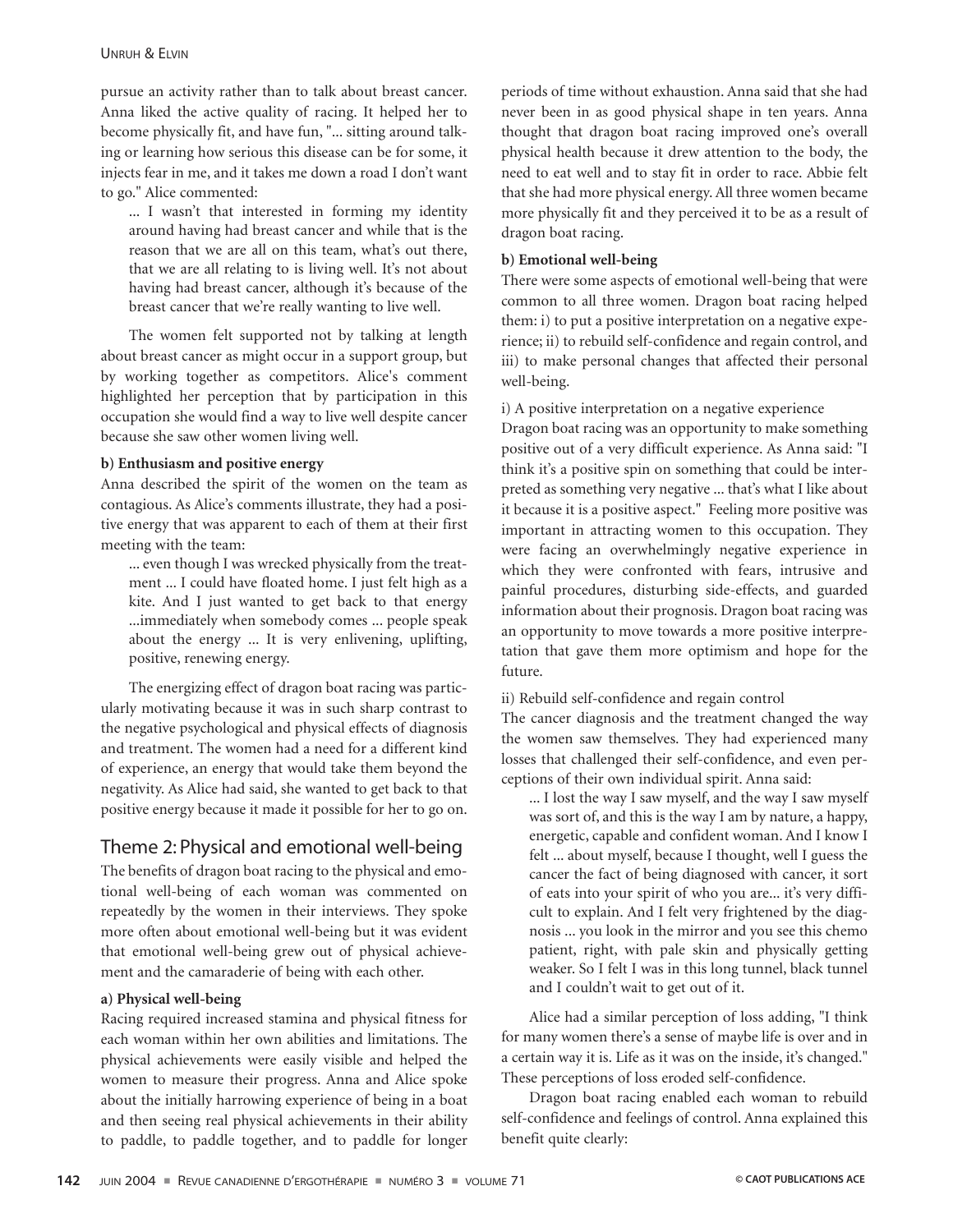pursue an activity rather than to talk about breast cancer. Anna liked the active quality of racing. It helped her to become physically fit, and have fun, "... sitting around talking or learning how serious this disease can be for some, it injects fear in me, and it takes me down a road I don't want to go." Alice commented:

> ... I wasn't that interested in forming my identity around having had breast cancer and while that is the reason that we are all on this team, what's out there, that we are all relating to is living well. It's not about having had breast cancer, although it's because of the breast cancer that we're really wanting to live well.

The women felt supported not by talking at length about breast cancer as might occur in a support group, but by working together as competitors. Alice's comment highlighted her perception that by participation in this occupation she would find a way to live well despite cancer because she saw other women living well.

**b) Enthusiasm and positive energy**

Anna described the spirit of the women on the team as contagious. As Alice's comments illustrate, they had a positive energy that was apparent to each of them at their first meeting with the team:

> ... even though I was wrecked physically from the treatment ... I could have floated home. I just felt high as a kite. And I just wanted to get back to that energy ...immediately when somebody comes ... people speak about the energy ... It is very enlivening, uplifting, positive, renewing energy.

The energizing effect of dragon boat racing was particularly motivating because it was in such sharp contrast to the negative psychological and physical effects of diagnosis and treatment. The women had a need for a different kind of experience, an energy that would take them beyond the negativity. As Alice had said, she wanted to get back to that positive energy because it made it possible for her to go on.

## Theme 2: Physical and emotional well-being

The benefits of dragon boat racing to the physical and emotional well-being of each woman was commented on repeatedly by the women in their interviews. They spoke more often about emotional well-being but it was evident that emotional well-being grew out of physical achievement and the camaraderie of being with each other.

**a) Physical well-being**

Racing required increased stamina and physical fitness for each woman within her own abilities and limitations. The physical achievements were easily visible and helped the women to measure their progress. Anna and Alice spoke about the initially harrowing experience of being in a boat and then seeing real physical achievements in their ability to paddle, to paddle together, and to paddle for longer periods of time without exhaustion. Anna said that she had never been in as good physical shape in ten years. Anna thought that dragon boat racing improved one's overall physical health because it drew attention to the body, the need to eat well and to stay fit in order to race. Abbie felt that she had more physical energy. All three women became more physically fit and they perceived it to be as a result of dragon boat racing.

**b) Emotional well-being**

There were some aspects of emotional well-being that were common to all three women. Dragon boat racing helped them: i) to put a positive interpretation on a negative experience; ii) to rebuild self-confidence and regain control, and iii) to make personal changes that affected their personal well-being.

i) A positive interpretation on a negative experience

Dragon boat racing was an opportunity to make something positive out of a very difficult experience. As Anna said: "I think it's a positive spin on something that could be interpreted as something very negative ... that's what I like about it because it is a positive aspect." Feeling more positive was important in attracting women to this occupation. They were facing an overwhelmingly negative experience in which they were confronted with fears, intrusive and painful procedures, disturbing side-effects, and guarded information about their prognosis. Dragon boat racing was an opportunity to move towards a more positive interpretation that gave them more optimism and hope for the future.

ii) Rebuild self-confidence and regain control

The cancer diagnosis and the treatment changed the way the women saw themselves. They had experienced many losses that challenged their self-confidence, and even perceptions of their own individual spirit. Anna said:

> ... I lost the way I saw myself, and the way I saw myself was sort of, and this is the way I am by nature, a happy, energetic, capable and confident woman. And I know I felt ... about myself, because I thought, well I guess the cancer the fact of being diagnosed with cancer, it sort of eats into your spirit of who you are... it's very difficult to explain. And I felt very frightened by the diagnosis ... you look in the mirror and you see this chemo patient, right, with pale skin and physically getting weaker. So I felt I was in this long tunnel, black tunnel and I couldn't wait to get out of it.

Alice had a similar perception of loss adding, "I think for many women there's a sense of maybe life is over and in a certain way it is. Life as it was on the inside, it's changed." These perceptions of loss eroded self-confidence.

Dragon boat racing enabled each woman to rebuild self-confidence and feelings of control. Anna explained this benefit quite clearly: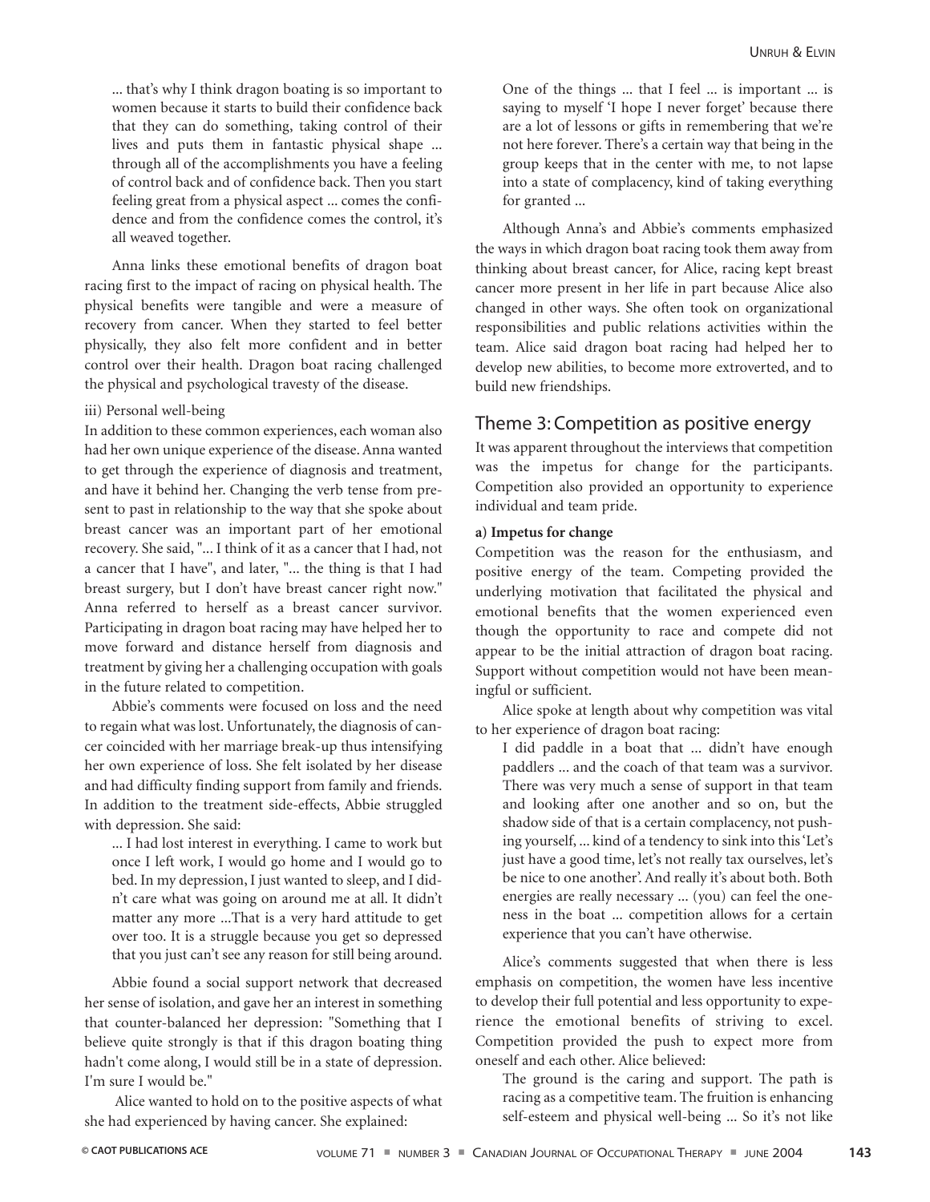> ... that's why I think dragon boating is so important to women because it starts to build their confidence back that they can do something, taking control of their lives and puts them in fantastic physical shape ... through all of the accomplishments you have a feeling of control back and of confidence back. Then you start feeling great from a physical aspect ... comes the confidence and from the confidence comes the control, it's all weaved together.

Anna links these emotional benefits of dragon boat racing first to the impact of racing on physical health. The physical benefits were tangible and were a measure of recovery from cancer. When they started to feel better physically, they also felt more confident and in better control over their health. Dragon boat racing challenged the physical and psychological travesty of the disease.

iii) Personal well-being

In addition to these common experiences, each woman also had her own unique experience of the disease. Anna wanted to get through the experience of diagnosis and treatment, and have it behind her. Changing the verb tense from present to past in relationship to the way that she spoke about breast cancer was an important part of her emotional recovery. She said, "... I think of it as a cancer that I had, not a cancer that I have", and later, "... the thing is that I had breast surgery, but I don't have breast cancer right now." Anna referred to herself as a breast cancer survivor. Participating in dragon boat racing may have helped her to move forward and distance herself from diagnosis and treatment by giving her a challenging occupation with goals in the future related to competition.

Abbie's comments were focused on loss and the need to regain what was lost. Unfortunately, the diagnosis of cancer coincided with her marriage break-up thus intensifying her own experience of loss. She felt isolated by her disease and had difficulty finding support from family and friends. In addition to the treatment side-effects, Abbie struggled with depression. She said:

> ... I had lost interest in everything. I came to work but once I left work, I would go home and I would go to bed. In my depression, I just wanted to sleep, and I didn't care what was going on around me at all. It didn't matter any more ...That is a very hard attitude to get over too. It is a struggle because you get so depressed that you just can't see any reason for still being around.

Abbie found a social support network that decreased her sense of isolation, and gave her an interest in something that counter-balanced her depression: "Something that I believe quite strongly is that if this dragon boating thing hadn't come along, I would still be in a state of depression. I'm sure I would be."

Alice wanted to hold on to the positive aspects of what she had experienced by having cancer. She explained:

> One of the things ... that I feel ... is important ... is saying to myself 'I hope I never forget' because there are a lot of lessons or gifts in remembering that we're not here forever. There's a certain way that being in the group keeps that in the center with me, to not lapse into a state of complacency, kind of taking everything for granted ...

Although Anna's and Abbie's comments emphasized the ways in which dragon boat racing took them away from thinking about breast cancer, for Alice, racing kept breast cancer more present in her life in part because Alice also changed in other ways. She often took on organizational responsibilities and public relations activities within the team. Alice said dragon boat racing had helped her to develop new abilities, to become more extroverted, and to build new friendships.

## Theme 3: Competition as positive energy

It was apparent throughout the interviews that competition was the impetus for change for the participants. Competition also provided an opportunity to experience individual and team pride.

**a) Impetus for change**

Competition was the reason for the enthusiasm, and positive energy of the team. Competing provided the underlying motivation that facilitated the physical and emotional benefits that the women experienced even though the opportunity to race and compete did not appear to be the initial attraction of dragon boat racing. Support without competition would not have been meaningful or sufficient.

Alice spoke at length about why competition was vital to her experience of dragon boat racing:

> I did paddle in a boat that ... didn't have enough paddlers ... and the coach of that team was a survivor. There was very much a sense of support in that team and looking after one another and so on, but the shadow side of that is a certain complacency, not pushing yourself, ... kind of a tendency to sink into this 'Let's just have a good time, let's not really tax ourselves, let's be nice to one another'. And really it's about both. Both energies are really necessary ... (you) can feel the oneness in the boat ... competition allows for a certain experience that you can't have otherwise.

Alice's comments suggested that when there is less emphasis on competition, the women have less incentive to develop their full potential and less opportunity to experience the emotional benefits of striving to excel. Competition provided the push to expect more from oneself and each other. Alice believed:

> The ground is the caring and support. The path is racing as a competitive team. The fruition is enhancing self-esteem and physical well-being ... So it's not like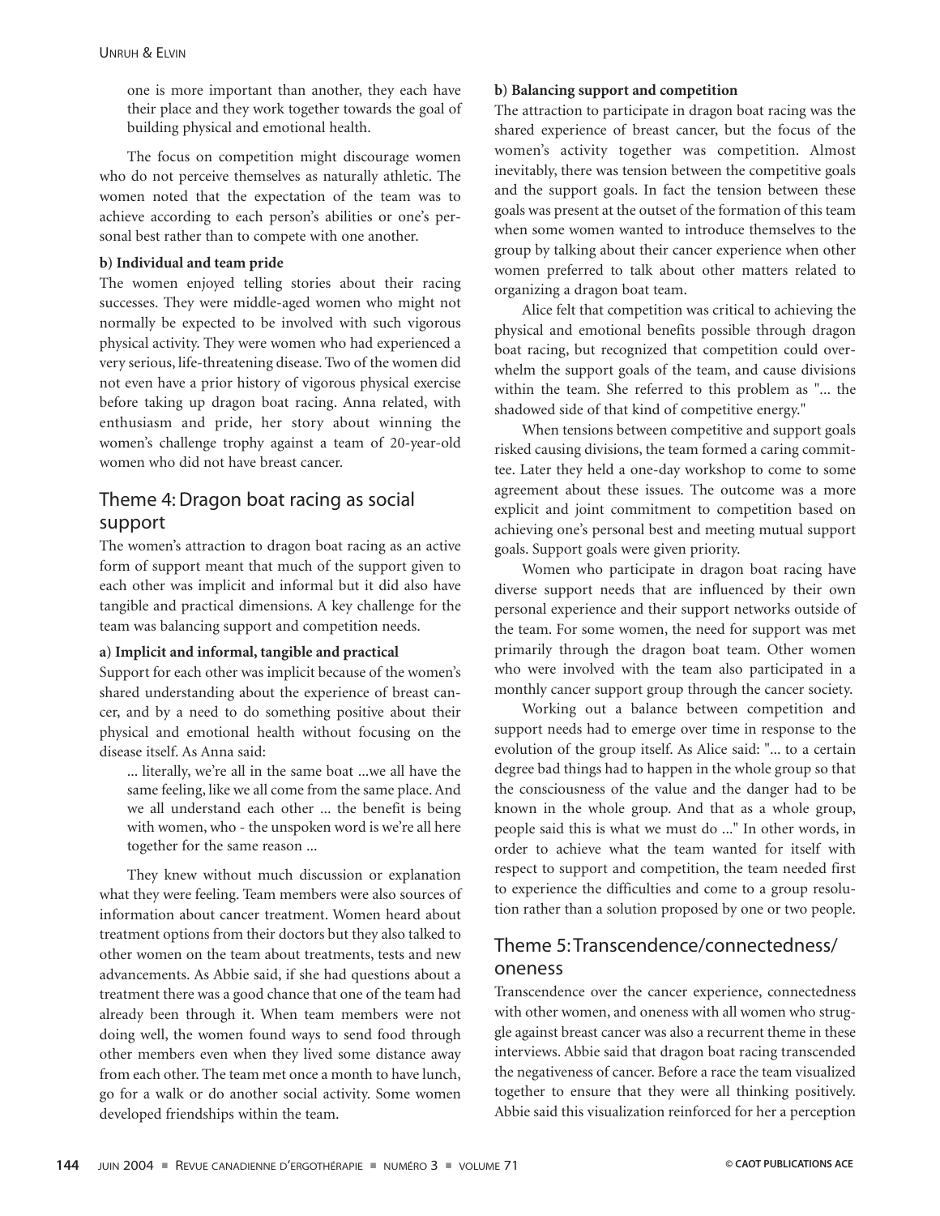one is more important than another, they each have their place and they work together towards the goal of building physical and emotional health.

The focus on competition might discourage women who do not perceive themselves as naturally athletic. The women noted that the expectation of the team was to achieve according to each person's abilities or one's personal best rather than to compete with one another.

**b) Individual and team pride**

The women enjoyed telling stories about their racing successes. They were middle-aged women who might not normally be expected to be involved with such vigorous physical activity. They were women who had experienced a very serious, life-threatening disease. Two of the women did not even have a prior history of vigorous physical exercise before taking up dragon boat racing. Anna related, with enthusiasm and pride, her story about winning the women's challenge trophy against a team of 20-year-old women who did not have breast cancer.

## Theme 4: Dragon boat racing as social support

The women's attraction to dragon boat racing as an active form of support meant that much of the support given to each other was implicit and informal but it did also have tangible and practical dimensions. A key challenge for the team was balancing support and competition needs.

**a) Implicit and informal, tangible and practical**

Support for each other was implicit because of the women's shared understanding about the experience of breast cancer, and by a need to do something positive about their physical and emotional health without focusing on the disease itself. As Anna said:

> ... literally, we're all in the same boat ...we all have the same feeling, like we all come from the same place. And we all understand each other ... the benefit is being with women, who - the unspoken word is we're all here together for the same reason ...

They knew without much discussion or explanation what they were feeling. Team members were also sources of information about cancer treatment. Women heard about treatment options from their doctors but they also talked to other women on the team about treatments, tests and new advancements. As Abbie said, if she had questions about a treatment there was a good chance that one of the team had already been through it. When team members were not doing well, the women found ways to send food through other members even when they lived some distance away from each other. The team met once a month to have lunch, go for a walk or do another social activity. Some women developed friendships within the team.

**b) Balancing support and competition**

The attraction to participate in dragon boat racing was the shared experience of breast cancer, but the focus of the women's activity together was competition. Almost inevitably, there was tension between the competitive goals and the support goals. In fact the tension between these goals was present at the outset of the formation of this team when some women wanted to introduce themselves to the group by talking about their cancer experience when other women preferred to talk about other matters related to organizing a dragon boat team.

Alice felt that competition was critical to achieving the physical and emotional benefits possible through dragon boat racing, but recognized that competition could overwhelm the support goals of the team, and cause divisions within the team. She referred to this problem as "... the shadowed side of that kind of competitive energy."

When tensions between competitive and support goals risked causing divisions, the team formed a caring committee. Later they held a one-day workshop to come to some agreement about these issues. The outcome was a more explicit and joint commitment to competition based on achieving one's personal best and meeting mutual support goals. Support goals were given priority.

Women who participate in dragon boat racing have diverse support needs that are influenced by their own personal experience and their support networks outside of the team. For some women, the need for support was met primarily through the dragon boat team. Other women who were involved with the team also participated in a monthly cancer support group through the cancer society.

Working out a balance between competition and support needs had to emerge over time in response to the evolution of the group itself. As Alice said: "... to a certain degree bad things had to happen in the whole group so that the consciousness of the value and the danger had to be known in the whole group. And that as a whole group, people said this is what we must do ..." In other words, in order to achieve what the team wanted for itself with respect to support and competition, the team needed first to experience the difficulties and come to a group resolution rather than a solution proposed by one or two people.

## Theme 5: Transcendence/connectedness/oneness

Transcendence over the cancer experience, connectedness with other women, and oneness with all women who struggle against breast cancer was also a recurrent theme in these interviews. Abbie said that dragon boat racing transcended the negativeness of cancer. Before a race the team visualized together to ensure that they were all thinking positively. Abbie said this visualization reinforced for her a perception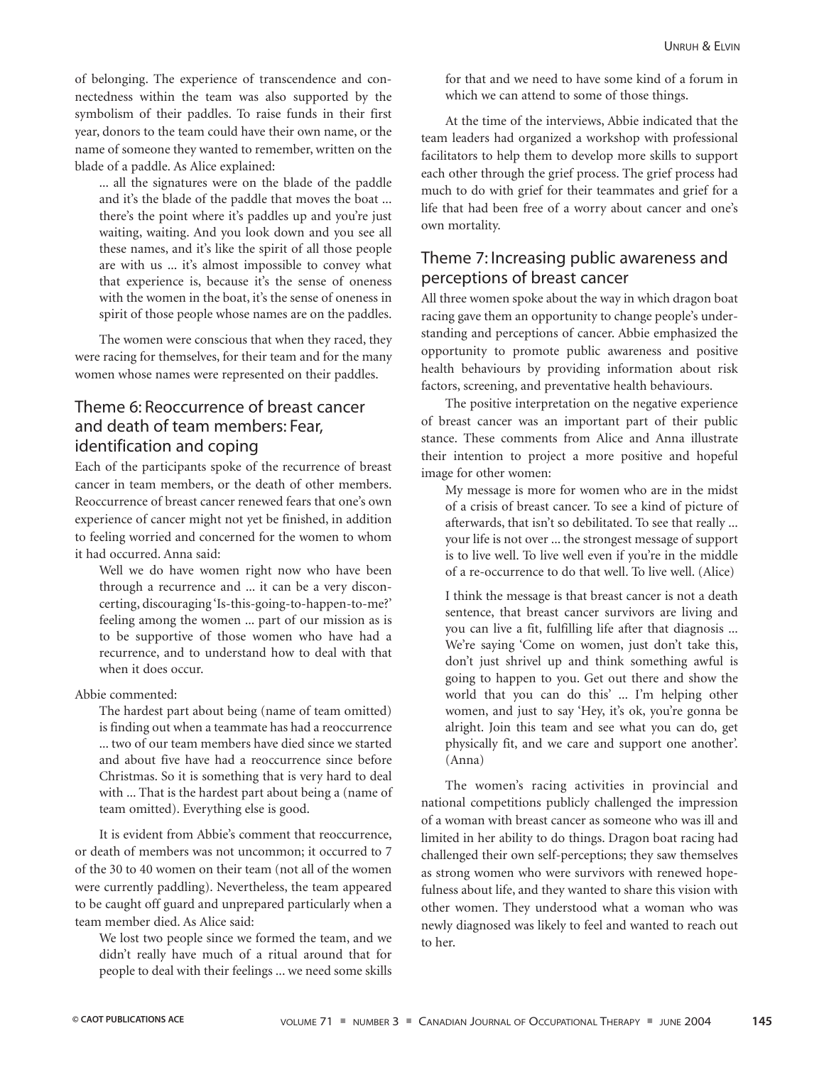of belonging. The experience of transcendence and connectedness within the team was also supported by the symbolism of their paddles. To raise funds in their first year, donors to the team could have their own name, or the name of someone they wanted to remember, written on the blade of a paddle. As Alice explained:

> ... all the signatures were on the blade of the paddle and it's the blade of the paddle that moves the boat ... there's the point where it's paddles up and you're just waiting, waiting. And you look down and you see all these names, and it's like the spirit of all those people are with us ... it's almost impossible to convey what that experience is, because it's the sense of oneness with the women in the boat, it's the sense of oneness in spirit of those people whose names are on the paddles.

The women were conscious that when they raced, they were racing for themselves, for their team and for the many women whose names were represented on their paddles.

## Theme 6: Reoccurrence of breast cancer and death of team members: Fear, identification and coping

Each of the participants spoke of the recurrence of breast cancer in team members, or the death of other members. Reoccurrence of breast cancer renewed fears that one's own experience of cancer might not yet be finished, in addition to feeling worried and concerned for the women to whom it had occurred. Anna said:

> Well we do have women right now who have been through a recurrence and ... it can be a very disconcerting, discouraging 'Is-this-going-to-happen-to-me?' feeling among the women ... part of our mission as is to be supportive of those women who have had a recurrence, and to understand how to deal with that when it does occur.

Abbie commented:

> The hardest part about being (name of team omitted) is finding out when a teammate has had a reoccurrence ... two of our team members have died since we started and about five have had a reoccurrence since before Christmas. So it is something that is very hard to deal with ... That is the hardest part about being a (name of team omitted). Everything else is good.

It is evident from Abbie's comment that reoccurrence, or death of members was not uncommon; it occurred to 7 of the 30 to 40 women on their team (not all of the women were currently paddling). Nevertheless, the team appeared to be caught off guard and unprepared particularly when a team member died. As Alice said:

> We lost two people since we formed the team, and we didn't really have much of a ritual around that for people to deal with their feelings ... we need some skills for that and we need to have some kind of a forum in which we can attend to some of those things.

At the time of the interviews, Abbie indicated that the team leaders had organized a workshop with professional facilitators to help them to develop more skills to support each other through the grief process. The grief process had much to do with grief for their teammates and grief for a life that had been free of a worry about cancer and one's own mortality.

## Theme 7: Increasing public awareness and perceptions of breast cancer

All three women spoke about the way in which dragon boat racing gave them an opportunity to change people's understanding and perceptions of cancer. Abbie emphasized the opportunity to promote public awareness and positive health behaviours by providing information about risk factors, screening, and preventative health behaviours.

The positive interpretation on the negative experience of breast cancer was an important part of their public stance. These comments from Alice and Anna illustrate their intention to project a more positive and hopeful image for other women:

> My message is more for women who are in the midst of a crisis of breast cancer. To see a kind of picture of afterwards, that isn't so debilitated. To see that really ... your life is not over ... the strongest message of support is to live well. To live well even if you're in the middle of a re-occurrence to do that well. To live well. (Alice)

> I think the message is that breast cancer is not a death sentence, that breast cancer survivors are living and you can live a fit, fulfilling life after that diagnosis ... We're saying 'Come on women, just don't take this, don't just shrivel up and think something awful is going to happen to you. Get out there and show the world that you can do this' ... I'm helping other women, and just to say 'Hey, it's ok, you're gonna be alright. Join this team and see what you can do, get physically fit, and we care and support one another'. (Anna)

The women's racing activities in provincial and national competitions publicly challenged the impression of a woman with breast cancer as someone who was ill and limited in her ability to do things. Dragon boat racing had challenged their own self-perceptions; they saw themselves as strong women who were survivors with renewed hopefulness about life, and they wanted to share this vision with other women. They understood what a woman who was newly diagnosed was likely to feel and wanted to reach out to her.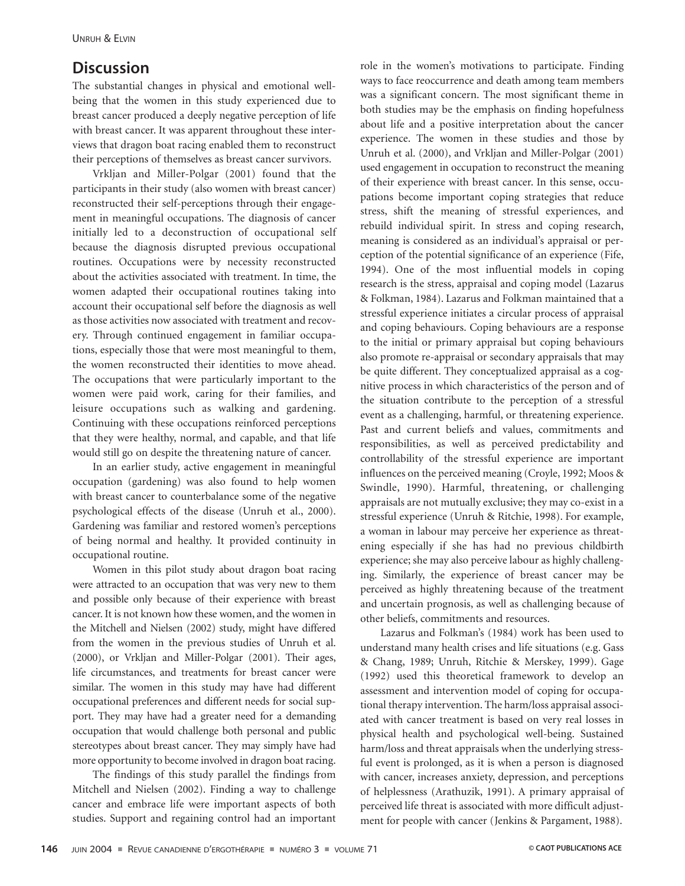## Discussion

The substantial changes in physical and emotional well-being that the women in this study experienced due to breast cancer produced a deeply negative perception of life with breast cancer. It was apparent throughout these interviews that dragon boat racing enabled them to reconstruct their perceptions of themselves as breast cancer survivors.

Vrkljan and Miller-Polgar (2001) found that the participants in their study (also women with breast cancer) reconstructed their self-perceptions through their engagement in meaningful occupations. The diagnosis of cancer initially led to a deconstruction of occupational self because the diagnosis disrupted previous occupational routines. Occupations were by necessity reconstructed about the activities associated with treatment. In time, the women adapted their occupational routines taking into account their occupational self before the diagnosis as well as those activities now associated with treatment and recovery. Through continued engagement in familiar occupations, especially those that were most meaningful to them, the women reconstructed their identities to move ahead. The occupations that were particularly important to the women were paid work, caring for their families, and leisure occupations such as walking and gardening. Continuing with these occupations reinforced perceptions that they were healthy, normal, and capable, and that life would still go on despite the threatening nature of cancer.

In an earlier study, active engagement in meaningful occupation (gardening) was also found to help women with breast cancer to counterbalance some of the negative psychological effects of the disease (Unruh et al., 2000). Gardening was familiar and restored women's perceptions of being normal and healthy. It provided continuity in occupational routine.

Women in this pilot study about dragon boat racing were attracted to an occupation that was very new to them and possible only because of their experience with breast cancer. It is not known how these women, and the women in the Mitchell and Nielsen (2002) study, might have differed from the women in the previous studies of Unruh et al. (2000), or Vrkljan and Miller-Polgar (2001). Their ages, life circumstances, and treatments for breast cancer were similar. The women in this study may have had different occupational preferences and different needs for social support. They may have had a greater need for a demanding occupation that would challenge both personal and public stereotypes about breast cancer. They may simply have had more opportunity to become involved in dragon boat racing.

The findings of this study parallel the findings from Mitchell and Nielsen (2002). Finding a way to challenge cancer and embrace life were important aspects of both studies. Support and regaining control had an important role in the women's motivations to participate. Finding ways to face reoccurrence and death among team members was a significant concern. The most significant theme in both studies may be the emphasis on finding hopefulness about life and a positive interpretation about the cancer experience. The women in these studies and those by Unruh et al. (2000), and Vrkljan and Miller-Polgar (2001) used engagement in occupation to reconstruct the meaning of their experience with breast cancer. In this sense, occupations become important coping strategies that reduce stress, shift the meaning of stressful experiences, and rebuild individual spirit. In stress and coping research, meaning is considered as an individual's appraisal or perception of the potential significance of an experience (Fife, 1994). One of the most influential models in coping research is the stress, appraisal and coping model (Lazarus & Folkman, 1984). Lazarus and Folkman maintained that a stressful experience initiates a circular process of appraisal and coping behaviours. Coping behaviours are a response to the initial or primary appraisal but coping behaviours also promote re-appraisal or secondary appraisals that may be quite different. They conceptualized appraisal as a cognitive process in which characteristics of the person and of the situation contribute to the perception of a stressful event as a challenging, harmful, or threatening experience. Past and current beliefs and values, commitments and responsibilities, as well as perceived predictability and controllability of the stressful experience are important influences on the perceived meaning (Croyle, 1992; Moos & Swindle, 1990). Harmful, threatening, or challenging appraisals are not mutually exclusive; they may co-exist in a stressful experience (Unruh & Ritchie, 1998). For example, a woman in labour may perceive her experience as threatening especially if she has had no previous childbirth experience; she may also perceive labour as highly challenging. Similarly, the experience of breast cancer may be perceived as highly threatening because of the treatment and uncertain prognosis, as well as challenging because of other beliefs, commitments and resources.

Lazarus and Folkman's (1984) work has been used to understand many health crises and life situations (e.g. Gass & Chang, 1989; Unruh, Ritchie & Merskey, 1999). Gage (1992) used this theoretical framework to develop an assessment and intervention model of coping for occupational therapy intervention. The harm/loss appraisal associated with cancer treatment is based on very real losses in physical health and psychological well-being. Sustained harm/loss and threat appraisals when the underlying stressful event is prolonged, as it is when a person is diagnosed with cancer, increases anxiety, depression, and perceptions of helplessness (Arathuzik, 1991). A primary appraisal of perceived life threat is associated with more difficult adjustment for people with cancer (Jenkins & Pargament, 1988).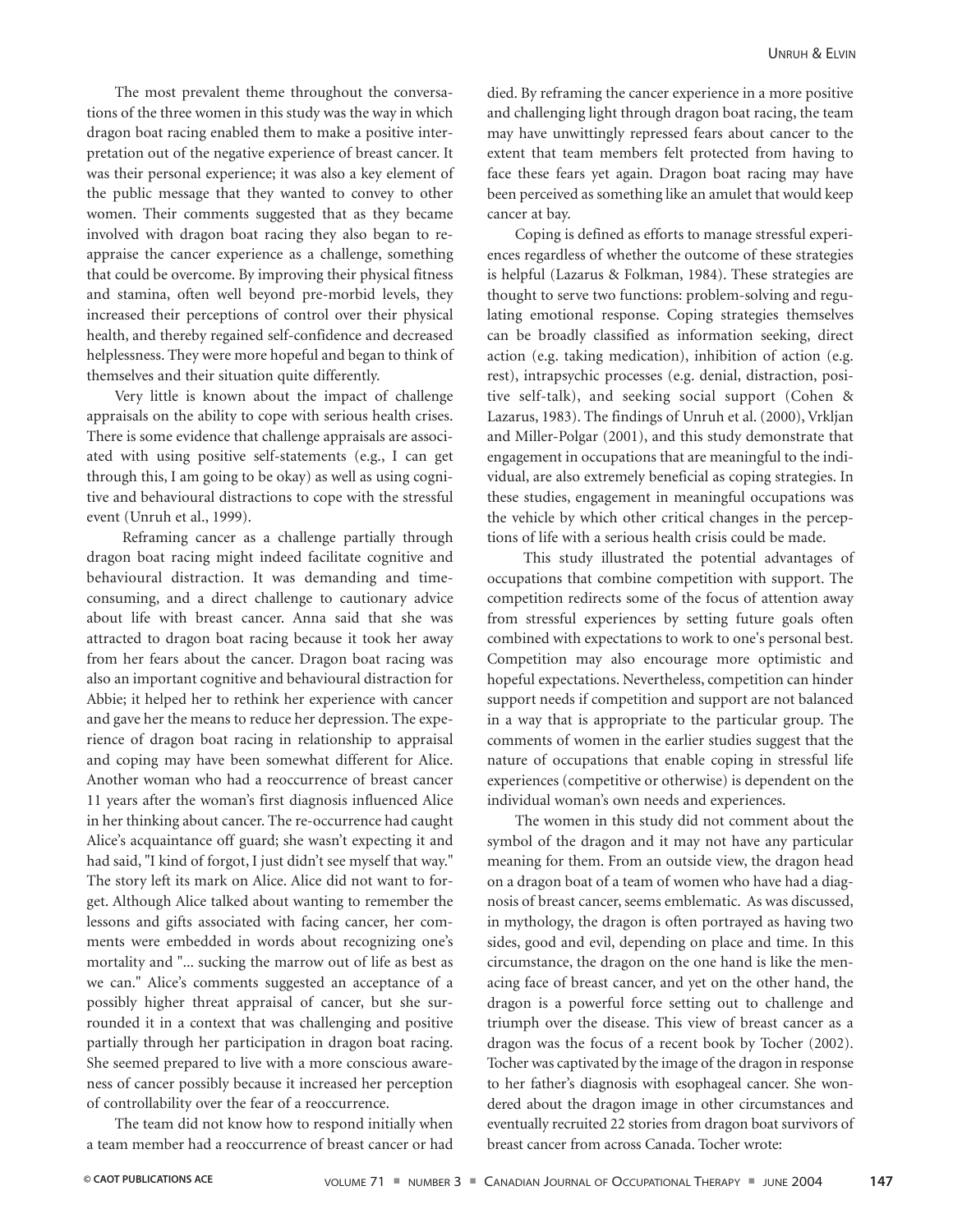The most prevalent theme throughout the conversations of the three women in this study was the way in which dragon boat racing enabled them to make a positive interpretation out of the negative experience of breast cancer. It was their personal experience; it was also a key element of the public message that they wanted to convey to other women. Their comments suggested that as they became involved with dragon boat racing they also began to reappraise the cancer experience as a challenge, something that could be overcome. By improving their physical fitness and stamina, often well beyond pre-morbid levels, they increased their perceptions of control over their physical health, and thereby regained self-confidence and decreased helplessness. They were more hopeful and began to think of themselves and their situation quite differently.

Very little is known about the impact of challenge appraisals on the ability to cope with serious health crises. There is some evidence that challenge appraisals are associated with using positive self-statements (e.g., I can get through this, I am going to be okay) as well as using cognitive and behavioural distractions to cope with the stressful event (Unruh et al., 1999).

Reframing cancer as a challenge partially through dragon boat racing might indeed facilitate cognitive and behavioural distraction. It was demanding and time-consuming, and a direct challenge to cautionary advice about life with breast cancer. Anna said that she was attracted to dragon boat racing because it took her away from her fears about the cancer. Dragon boat racing was also an important cognitive and behavioural distraction for Abbie; it helped her to rethink her experience with cancer and gave her the means to reduce her depression. The experience of dragon boat racing in relationship to appraisal and coping may have been somewhat different for Alice. Another woman who had a reoccurrence of breast cancer 11 years after the woman's first diagnosis influenced Alice in her thinking about cancer. The re-occurrence had caught Alice's acquaintance off guard; she wasn't expecting it and had said, "I kind of forgot, I just didn't see myself that way." The story left its mark on Alice. Alice did not want to forget. Although Alice talked about wanting to remember the lessons and gifts associated with facing cancer, her comments were embedded in words about recognizing one's mortality and "... sucking the marrow out of life as best as we can." Alice's comments suggested an acceptance of a possibly higher threat appraisal of cancer, but she surrounded it in a context that was challenging and positive partially through her participation in dragon boat racing. She seemed prepared to live with a more conscious awareness of cancer possibly because it increased her perception of controllability over the fear of a reoccurrence.

The team did not know how to respond initially when a team member had a reoccurrence of breast cancer or had died. By reframing the cancer experience in a more positive and challenging light through dragon boat racing, the team may have unwittingly repressed fears about cancer to the extent that team members felt protected from having to face these fears yet again. Dragon boat racing may have been perceived as something like an amulet that would keep cancer at bay.

Coping is defined as efforts to manage stressful experiences regardless of whether the outcome of these strategies is helpful (Lazarus & Folkman, 1984). These strategies are thought to serve two functions: problem-solving and regulating emotional response. Coping strategies themselves can be broadly classified as information seeking, direct action (e.g. taking medication), inhibition of action (e.g. rest), intrapsychic processes (e.g. denial, distraction, positive self-talk), and seeking social support (Cohen & Lazarus, 1983). The findings of Unruh et al. (2000), Vrkljan and Miller-Polgar (2001), and this study demonstrate that engagement in occupations that are meaningful to the individual, are also extremely beneficial as coping strategies. In these studies, engagement in meaningful occupations was the vehicle by which other critical changes in the perceptions of life with a serious health crisis could be made.

This study illustrated the potential advantages of occupations that combine competition with support. The competition redirects some of the focus of attention away from stressful experiences by setting future goals often combined with expectations to work to one's personal best. Competition may also encourage more optimistic and hopeful expectations. Nevertheless, competition can hinder support needs if competition and support are not balanced in a way that is appropriate to the particular group. The comments of women in the earlier studies suggest that the nature of occupations that enable coping in stressful life experiences (competitive or otherwise) is dependent on the individual woman's own needs and experiences.

The women in this study did not comment about the symbol of the dragon and it may not have any particular meaning for them. From an outside view, the dragon head on a dragon boat of a team of women who have had a diagnosis of breast cancer, seems emblematic. As was discussed, in mythology, the dragon is often portrayed as having two sides, good and evil, depending on place and time. In this circumstance, the dragon on the one hand is like the menacing face of breast cancer, and yet on the other hand, the dragon is a powerful force setting out to challenge and triumph over the disease. This view of breast cancer as a dragon was the focus of a recent book by Tocher (2002). Tocher was captivated by the image of the dragon in response to her father's diagnosis with esophageal cancer. She wondered about the dragon image in other circumstances and eventually recruited 22 stories from dragon boat survivors of breast cancer from across Canada. Tocher wrote: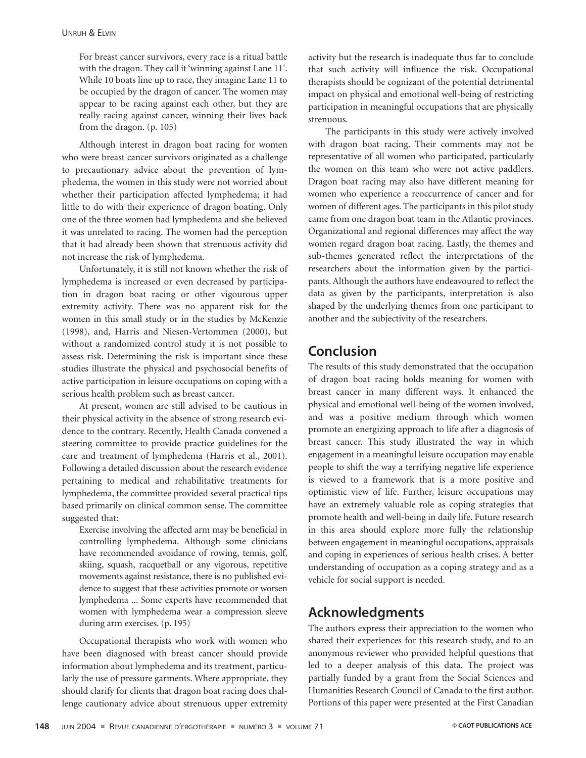> For breast cancer survivors, every race is a ritual battle with the dragon. They call it 'winning against Lane 11'. While 10 boats line up to race, they imagine Lane 11 to be occupied by the dragon of cancer. The women may appear to be racing against each other, but they are really racing against cancer, winning their lives back from the dragon. (p. 105)

Although interest in dragon boat racing for women who were breast cancer survivors originated as a challenge to precautionary advice about the prevention of lymphedema, the women in this study were not worried about whether their participation affected lymphedema; it had little to do with their experience of dragon boating. Only one of the three women had lymphedema and she believed it was unrelated to racing. The women had the perception that it had already been shown that strenuous activity did not increase the risk of lymphedema.

Unfortunately, it is still not known whether the risk of lymphedema is increased or even decreased by participation in dragon boat racing or other vigourous upper extremity activity. There was no apparent risk for the women in this small study or in the studies by McKenzie (1998), and, Harris and Niesen-Vertommen (2000), but without a randomized control study it is not possible to assess risk. Determining the risk is important since these studies illustrate the physical and psychosocial benefits of active participation in leisure occupations on coping with a serious health problem such as breast cancer.

At present, women are still advised to be cautious in their physical activity in the absence of strong research evidence to the contrary. Recently, Health Canada convened a steering committee to provide practice guidelines for the care and treatment of lymphedema (Harris et al., 2001). Following a detailed discussion about the research evidence pertaining to medical and rehabilitative treatments for lymphedema, the committee provided several practical tips based primarily on clinical common sense. The committee suggested that:

> Exercise involving the affected arm may be beneficial in controlling lymphedema. Although some clinicians have recommended avoidance of rowing, tennis, golf, skiing, squash, racquetball or any vigorous, repetitive movements against resistance, there is no published evidence to suggest that these activities promote or worsen lymphedema ... Some experts have recommended that women with lymphedema wear a compression sleeve during arm exercises. (p. 195)

Occupational therapists who work with women who have been diagnosed with breast cancer should provide information about lymphedema and its treatment, particularly the use of pressure garments. Where appropriate, they should clarify for clients that dragon boat racing does challenge cautionary advice about strenuous upper extremity activity but the research is inadequate thus far to conclude that such activity will influence the risk. Occupational therapists should be cognizant of the potential detrimental impact on physical and emotional well-being of restricting participation in meaningful occupations that are physically strenuous.

The participants in this study were actively involved with dragon boat racing. Their comments may not be representative of all women who participated, particularly the women on this team who were not active paddlers. Dragon boat racing may also have different meaning for women who experience a reoccurrence of cancer and for women of different ages. The participants in this pilot study came from one dragon boat team in the Atlantic provinces. Organizational and regional differences may affect the way women regard dragon boat racing. Lastly, the themes and sub-themes generated reflect the interpretations of the researchers about the information given by the participants. Although the authors have endeavoured to reflect the data as given by the participants, interpretation is also shaped by the underlying themes from one participant to another and the subjectivity of the researchers.

## Conclusion

The results of this study demonstrated that the occupation of dragon boat racing holds meaning for women with breast cancer in many different ways. It enhanced the physical and emotional well-being of the women involved, and was a positive medium through which women promote an energizing approach to life after a diagnosis of breast cancer. This study illustrated the way in which engagement in a meaningful leisure occupation may enable people to shift the way a terrifying negative life experience is viewed to a framework that is a more positive and optimistic view of life. Further, leisure occupations may have an extremely valuable role as coping strategies that promote health and well-being in daily life. Future research in this area should explore more fully the relationship between engagement in meaningful occupations, appraisals and coping in experiences of serious health crises. A better understanding of occupation as a coping strategy and as a vehicle for social support is needed.

## Acknowledgments

The authors express their appreciation to the women who shared their experiences for this research study, and to an anonymous reviewer who provided helpful questions that led to a deeper analysis of this data. The project was partially funded by a grant from the Social Sciences and Humanities Research Council of Canada to the first author. Portions of this paper were presented at the First Canadian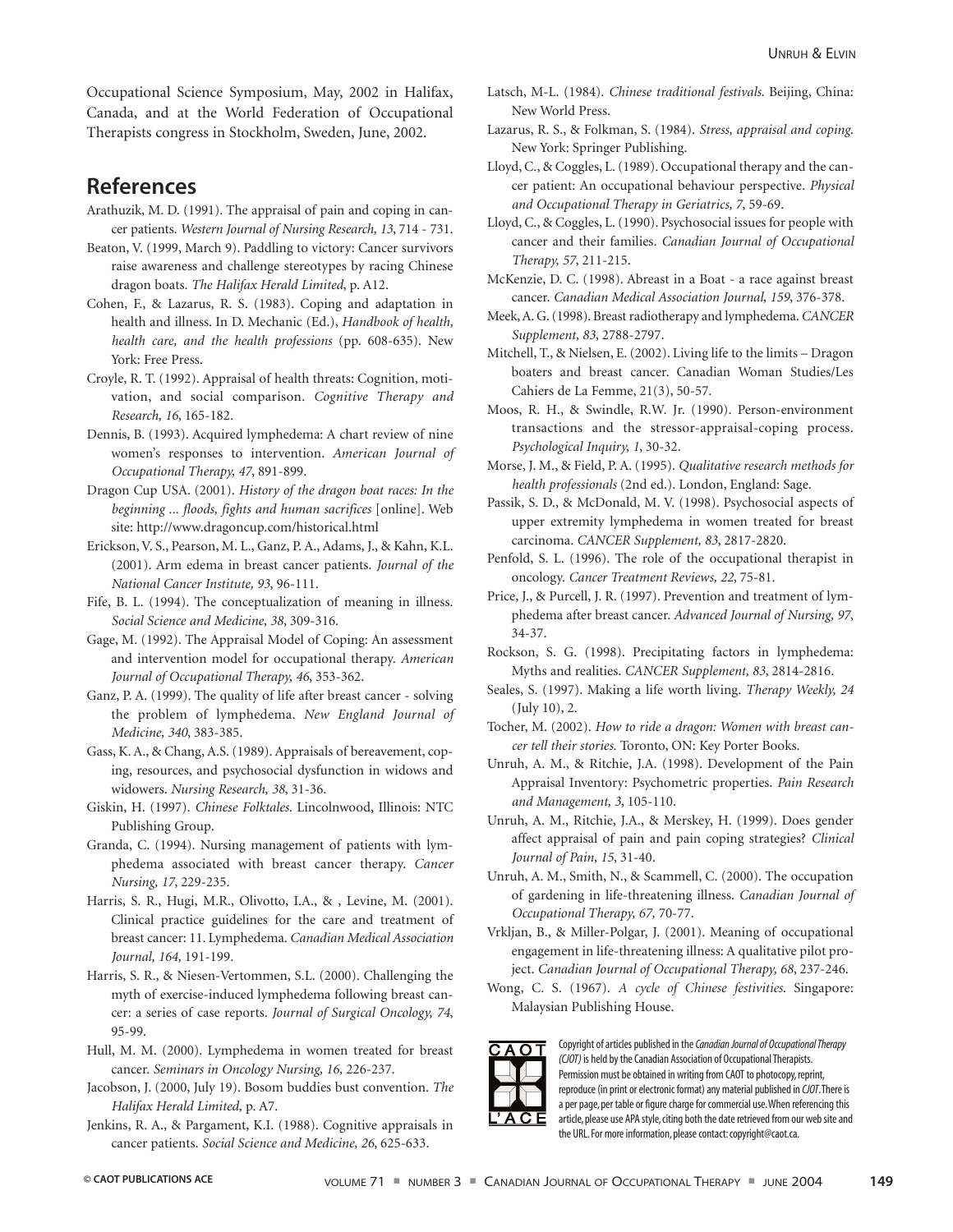Occupational Science Symposium, May, 2002 in Halifax, Canada, and at the World Federation of Occupational Therapists congress in Stockholm, Sweden, June, 2002.

## References

Arathuzik, M. D. (1991). The appraisal of pain and coping in cancer patients. *Western Journal of Nursing Research, 13*, 714 - 731.

Beaton, V. (1999, March 9). Paddling to victory: Cancer survivors raise awareness and challenge stereotypes by racing Chinese dragon boats. *The Halifax Herald Limited*, p. A12.

Cohen, F., & Lazarus, R. S. (1983). Coping and adaptation in health and illness. In D. Mechanic (Ed.), *Handbook of health, health care, and the health professions* (pp. 608-635). New York: Free Press.

Croyle, R. T. (1992). Appraisal of health threats: Cognition, motivation, and social comparison. *Cognitive Therapy and Research, 16*, 165-182.

Dennis, B. (1993). Acquired lymphedema: A chart review of nine women's responses to intervention. *American Journal of Occupational Therapy, 47*, 891-899.

Dragon Cup USA. (2001). *History of the dragon boat races: In the beginning ... floods, fights and human sacrifices* [online]. Web site: http://www.dragoncup.com/historical.html

Erickson, V. S., Pearson, M. L., Ganz, P. A., Adams, J., & Kahn, K.L. (2001). Arm edema in breast cancer patients. *Journal of the National Cancer Institute, 93*, 96-111.

Fife, B. L. (1994). The conceptualization of meaning in illness. *Social Science and Medicine, 38*, 309-316.

Gage, M. (1992). The Appraisal Model of Coping: An assessment and intervention model for occupational therapy. *American Journal of Occupational Therapy, 46*, 353-362.

Ganz, P. A. (1999). The quality of life after breast cancer - solving the problem of lymphedema. *New England Journal of Medicine, 340*, 383-385.

Gass, K. A., & Chang, A.S. (1989). Appraisals of bereavement, coping, resources, and psychosocial dysfunction in widows and widowers. *Nursing Research, 38*, 31-36.

Giskin, H. (1997). *Chinese Folktales.* Lincolnwood, Illinois: NTC Publishing Group.

Granda, C. (1994). Nursing management of patients with lymphedema associated with breast cancer therapy. *Cancer Nursing, 17*, 229-235.

Harris, S. R., Hugi, M.R., Olivotto, I.A., & , Levine, M. (2001). Clinical practice guidelines for the care and treatment of breast cancer: 11. Lymphedema. *Canadian Medical Association Journal, 164,* 191-199.

Harris, S. R., & Niesen-Vertommen, S.L. (2000). Challenging the myth of exercise-induced lymphedema following breast cancer: a series of case reports. *Journal of Surgical Oncology, 74*, 95-99.

Hull, M. M. (2000). Lymphedema in women treated for breast cancer. *Seminars in Oncology Nursing, 16,* 226-237.

Jacobson, J. (2000, July 19). Bosom buddies bust convention. *The Halifax Herald Limited,* p. A7.

Jenkins, R. A., & Pargament, K.I. (1988). Cognitive appraisals in cancer patients. *Social Science and Medicine, 26*, 625-633.

Latsch, M-L. (1984). *Chinese traditional festivals.* Beijing, China: New World Press.

Lazarus, R. S., & Folkman, S. (1984). *Stress, appraisal and coping.* New York: Springer Publishing.

Lloyd, C., & Coggles, L. (1989). Occupational therapy and the cancer patient: An occupational behaviour perspective. *Physical and Occupational Therapy in Geriatrics, 7*, 59-69.

Lloyd, C., & Coggles, L. (1990). Psychosocial issues for people with cancer and their families. *Canadian Journal of Occupational Therapy, 57*, 211-215.

McKenzie, D. C. (1998). Abreast in a Boat - a race against breast cancer. *Canadian Medical Association Journal, 159*, 376-378.

Meek, A. G. (1998). Breast radiotherapy and lymphedema. *CANCER Supplement, 83*, 2788-2797.

Mitchell, T., & Nielsen, E. (2002). Living life to the limits – Dragon boaters and breast cancer. Canadian Woman Studies/Les Cahiers de La Femme, 21(3), 50-57.

Moos, R. H., & Swindle, R.W. Jr. (1990). Person-environment transactions and the stressor-appraisal-coping process. *Psychological Inquiry, 1*, 30-32.

Morse, J. M., & Field, P. A. (1995). *Qualitative research methods for health professionals* (2nd ed.). London, England: Sage.

Passik, S. D., & McDonald, M. V. (1998). Psychosocial aspects of upper extremity lymphedema in women treated for breast carcinoma. *CANCER Supplement, 83*, 2817-2820.

Penfold, S. L. (1996). The role of the occupational therapist in oncology. *Cancer Treatment Reviews, 22*, 75-81.

Price, J., & Purcell, J. R. (1997). Prevention and treatment of lymphedema after breast cancer. *Advanced Journal of Nursing, 97*, 34-37.

Rockson, S. G. (1998). Precipitating factors in lymphedema: Myths and realities. *CANCER Supplement, 83*, 2814-2816.

Seales, S. (1997). Making a life worth living. *Therapy Weekly, 24* (July 10), 2.

Tocher, M. (2002). *How to ride a dragon: Women with breast cancer tell their stories.* Toronto, ON: Key Porter Books.

Unruh, A. M., & Ritchie, J.A. (1998). Development of the Pain Appraisal Inventory: Psychometric properties. *Pain Research and Management, 3*, 105-110.

Unruh, A. M., Ritchie, J.A., & Merskey, H. (1999). Does gender affect appraisal of pain and pain coping strategies? *Clinical Journal of Pain, 15*, 31-40.

Unruh, A. M., Smith, N., & Scammell, C. (2000). The occupation of gardening in life-threatening illness. *Canadian Journal of Occupational Therapy, 67*, 70-77.

Vrkljan, B., & Miller-Polgar, J. (2001). Meaning of occupational engagement in life-threatening illness: A qualitative pilot project. *Canadian Journal of Occupational Therapy, 68*, 237-246.

Wong, C. S. (1967). *A cycle of Chinese festivities.* Singapore: Malaysian Publishing House.

CAOT L'ACE

Copyright of articles published in the *Canadian Journal of Occupational Therapy (CJOT)* is held by the Canadian Association of Occupational Therapists. Permission must be obtained in writing from CAOT to photocopy, reprint, reproduce (in print or electronic format) any material published in *CJOT*. There is a per page, per table or figure charge for commercial use. When referencing this article, please use APA style, citing both the date retrieved from our web site and the URL. For more information, please contact: copyright@caot.ca.